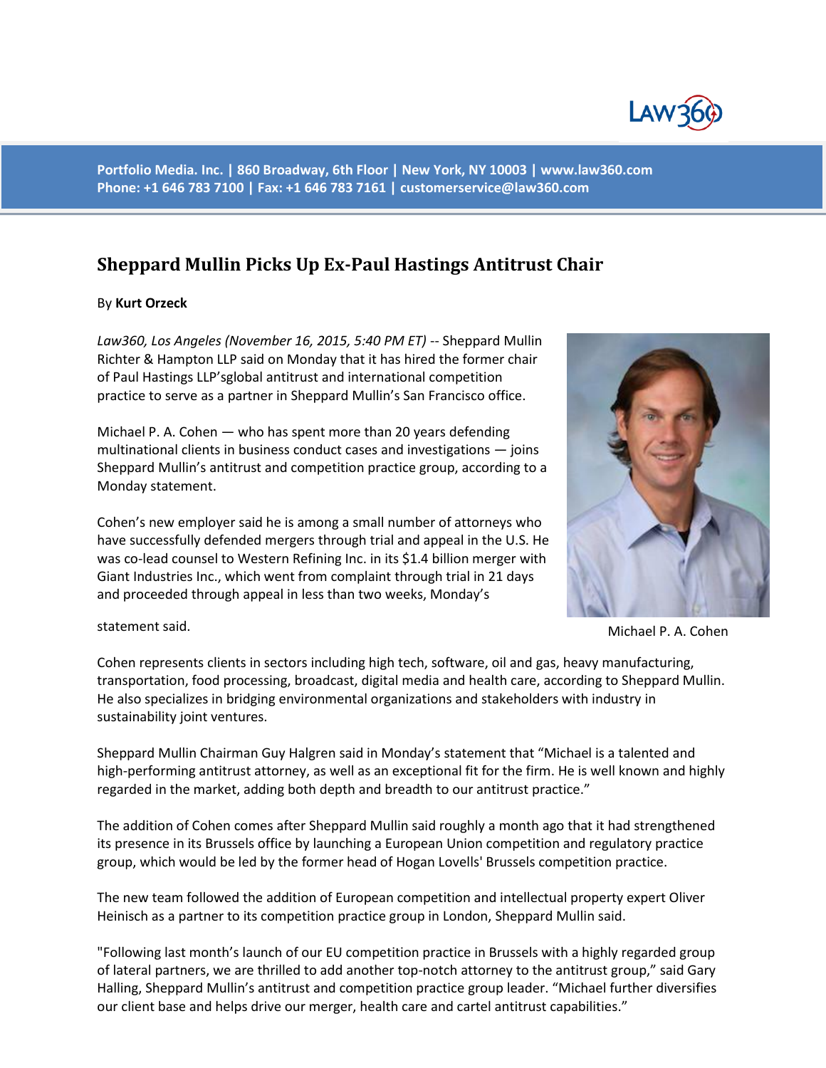Portfolio Media. Inc. | 860 Broadway, 6th Floor | New York, NY 10003 | www.law360.com
Phone: +1 646 783 7100 | Fax: +1 646 783 7161 | customerservice@law360.com

# Sheppard Mullin Picks Up Ex-Paul Hastings Antitrust Chair

By **Kurt Orzeck**

*Law360, Los Angeles (November 16, 2015, 5:40 PM ET)* -- Sheppard Mullin Richter & Hampton LLP said on Monday that it has hired the former chair of Paul Hastings LLP'sglobal antitrust and international competition practice to serve as a partner in Sheppard Mullin's San Francisco office.

Michael P. A. Cohen — who has spent more than 20 years defending multinational clients in business conduct cases and investigations — joins Sheppard Mullin's antitrust and competition practice group, according to a Monday statement.

Cohen's new employer said he is among a small number of attorneys who have successfully defended mergers through trial and appeal in the U.S. He was co-lead counsel to Western Refining Inc. in its $1.4 billion merger with Giant Industries Inc., which went from complaint through trial in 21 days and proceeded through appeal in less than two weeks, Monday's statement said.

Michael P. A. Cohen

Cohen represents clients in sectors including high tech, software, oil and gas, heavy manufacturing, transportation, food processing, broadcast, digital media and health care, according to Sheppard Mullin. He also specializes in bridging environmental organizations and stakeholders with industry in sustainability joint ventures.

Sheppard Mullin Chairman Guy Halgren said in Monday's statement that "Michael is a talented and high-performing antitrust attorney, as well as an exceptional fit for the firm. He is well known and highly regarded in the market, adding both depth and breadth to our antitrust practice."

The addition of Cohen comes after Sheppard Mullin said roughly a month ago that it had strengthened its presence in its Brussels office by launching a European Union competition and regulatory practice group, which would be led by the former head of Hogan Lovells' Brussels competition practice.

The new team followed the addition of European competition and intellectual property expert Oliver Heinisch as a partner to its competition practice group in London, Sheppard Mullin said.

"Following last month's launch of our EU competition practice in Brussels with a highly regarded group of lateral partners, we are thrilled to add another top-notch attorney to the antitrust group," said Gary Halling, Sheppard Mullin's antitrust and competition practice group leader. "Michael further diversifies our client base and helps drive our merger, health care and cartel antitrust capabilities."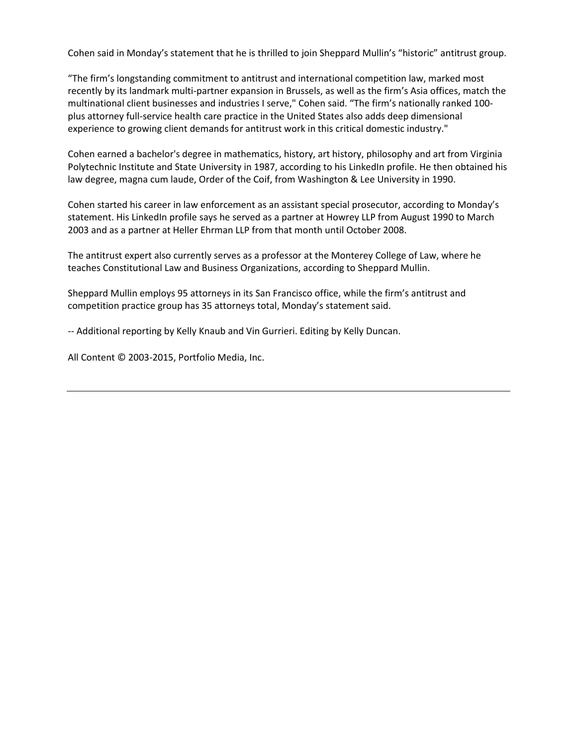Cohen said in Monday's statement that he is thrilled to join Sheppard Mullin's "historic" antitrust group.

"The firm's longstanding commitment to antitrust and international competition law, marked most recently by its landmark multi-partner expansion in Brussels, as well as the firm's Asia offices, match the multinational client businesses and industries I serve," Cohen said. "The firm's nationally ranked 100-plus attorney full-service health care practice in the United States also adds deep dimensional experience to growing client demands for antitrust work in this critical domestic industry."

Cohen earned a bachelor's degree in mathematics, history, art history, philosophy and art from Virginia Polytechnic Institute and State University in 1987, according to his LinkedIn profile. He then obtained his law degree, magna cum laude, Order of the Coif, from Washington & Lee University in 1990.

Cohen started his career in law enforcement as an assistant special prosecutor, according to Monday's statement. His LinkedIn profile says he served as a partner at Howrey LLP from August 1990 to March 2003 and as a partner at Heller Ehrman LLP from that month until October 2008.

The antitrust expert also currently serves as a professor at the Monterey College of Law, where he teaches Constitutional Law and Business Organizations, according to Sheppard Mullin.

Sheppard Mullin employs 95 attorneys in its San Francisco office, while the firm's antitrust and competition practice group has 35 attorneys total, Monday's statement said.

-- Additional reporting by Kelly Knaub and Vin Gurrieri. Editing by Kelly Duncan.

All Content © 2003-2015, Portfolio Media, Inc.